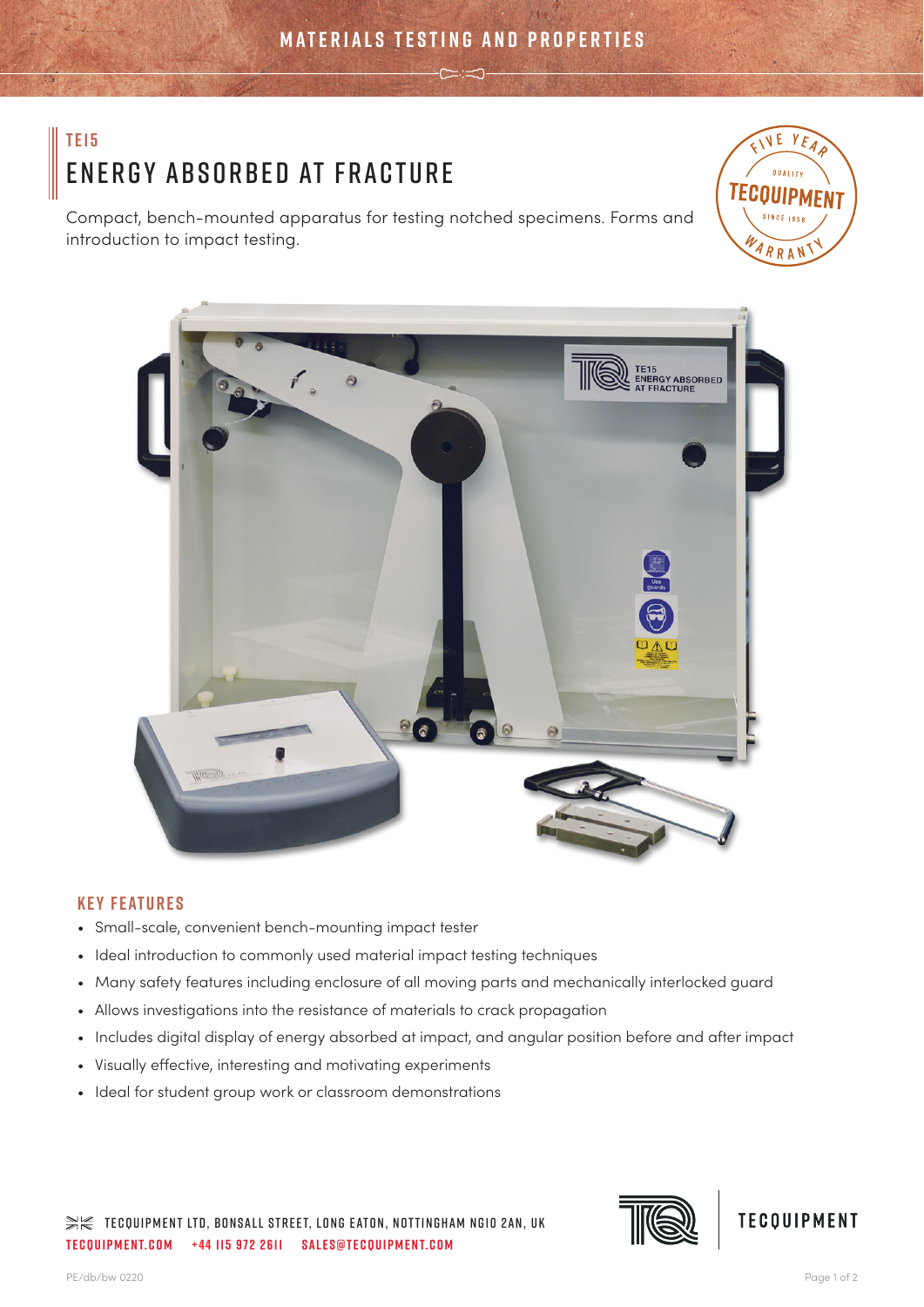MATERIALS TESTING AND PROPERTIES

TE15

# ENERGY ABSORBED AT FRACTURE

Compact, bench-mounted apparatus for testing notched specimens. Forms and introduction to impact testing.

## KEY FEATURES

- Small-scale, convenient bench-mounting impact tester
- Ideal introduction to commonly used material impact testing techniques
- Many safety features including enclosure of all moving parts and mechanically interlocked guard
- Allows investigations into the resistance of materials to crack propagation
- Includes digital display of energy absorbed at impact, and angular position before and after impact
- Visually effective, interesting and motivating experiments
- Ideal for student group work or classroom demonstrations

TECQUIPMENT LTD, BONSALL STREET, LONG EATON, NOTTINGHAM NG10 2AN, UK
TECQUIPMENT.COM +44 115 972 2611 SALES@TECQUIPMENT.COM

PE/db/bw 0220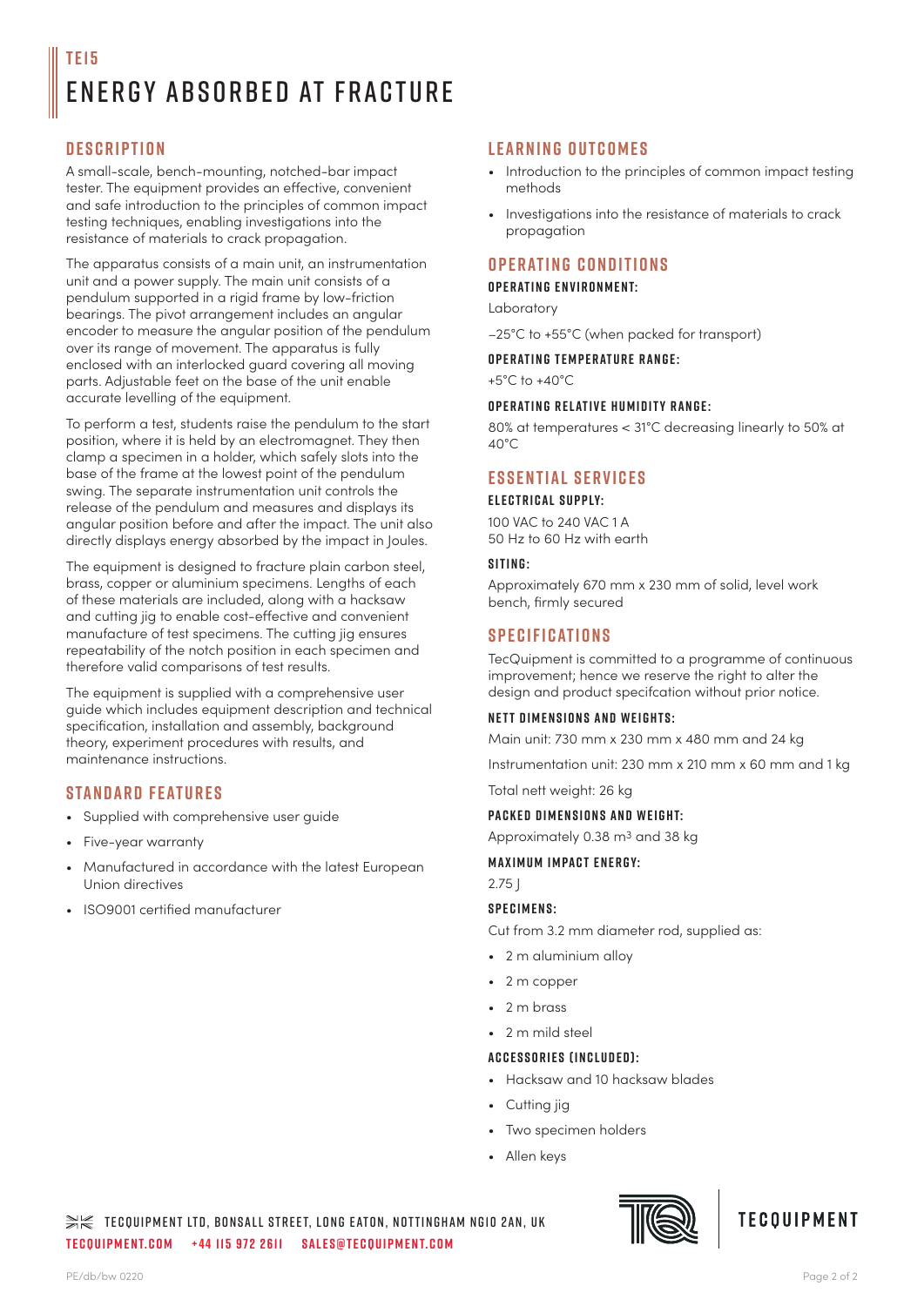# TE15

# ENERGY ABSORBED AT FRACTURE

## DESCRIPTION

A small-scale, bench-mounting, notched-bar impact tester. The equipment provides an effective, convenient and safe introduction to the principles of common impact testing techniques, enabling investigations into the resistance of materials to crack propagation.

The apparatus consists of a main unit, an instrumentation unit and a power supply. The main unit consists of a pendulum supported in a rigid frame by low-friction bearings. The pivot arrangement includes an angular encoder to measure the angular position of the pendulum over its range of movement. The apparatus is fully enclosed with an interlocked guard covering all moving parts. Adjustable feet on the base of the unit enable accurate levelling of the equipment.

To perform a test, students raise the pendulum to the start position, where it is held by an electromagnet. They then clamp a specimen in a holder, which safely slots into the base of the frame at the lowest point of the pendulum swing. The separate instrumentation unit controls the release of the pendulum and measures and displays its angular position before and after the impact. The unit also directly displays energy absorbed by the impact in Joules.

The equipment is designed to fracture plain carbon steel, brass, copper or aluminium specimens. Lengths of each of these materials are included, along with a hacksaw and cutting jig to enable cost-effective and convenient manufacture of test specimens. The cutting jig ensures repeatability of the notch position in each specimen and therefore valid comparisons of test results.

The equipment is supplied with a comprehensive user guide which includes equipment description and technical specification, installation and assembly, background theory, experiment procedures with results, and maintenance instructions.

## STANDARD FEATURES

- Supplied with comprehensive user guide
- Five-year warranty
- Manufactured in accordance with the latest European Union directives
- ISO9001 certified manufacturer

## LEARNING OUTCOMES

- Introduction to the principles of common impact testing methods
- Investigations into the resistance of materials to crack propagation

## OPERATING CONDITIONS

### OPERATING ENVIRONMENT:

Laboratory

–25°C to +55°C (when packed for transport)

### OPERATING TEMPERATURE RANGE:

+5°C to +40°C

### OPERATING RELATIVE HUMIDITY RANGE:

80% at temperatures < 31°C decreasing linearly to 50% at 40°C

## ESSENTIAL SERVICES

### ELECTRICAL SUPPLY:

100 VAC to 240 VAC 1 A
50 Hz to 60 Hz with earth

### SITING:

Approximately 670 mm x 230 mm of solid, level work bench, firmly secured

## SPECIFICATIONS

TecQuipment is committed to a programme of continuous improvement; hence we reserve the right to alter the design and product specifcation without prior notice.

### NETT DIMENSIONS AND WEIGHTS:

Main unit: 730 mm x 230 mm x 480 mm and 24 kg

Instrumentation unit: 230 mm x 210 mm x 60 mm and 1 kg

Total nett weight: 26 kg

### PACKED DIMENSIONS AND WEIGHT:

Approximately 0.38 m$^3$ and 38 kg

### MAXIMUM IMPACT ENERGY:

2.75 J

### SPECIMENS:

Cut from 3.2 mm diameter rod, supplied as:

- 2 m aluminium alloy
- 2 m copper
- 2 m brass
- 2 m mild steel

### ACCESSORIES (INCLUDED):

- Hacksaw and 10 hacksaw blades
- Cutting jig
- Two specimen holders
- Allen keys

TECQUIPMENT LTD, BONSALL STREET, LONG EATON, NOTTINGHAM NG10 2AN, UK
TECQUIPMENT.COM +44 115 972 2611 SALES@TECQUIPMENT.COM

TECQUIPMENT

PE/db/bw 0220